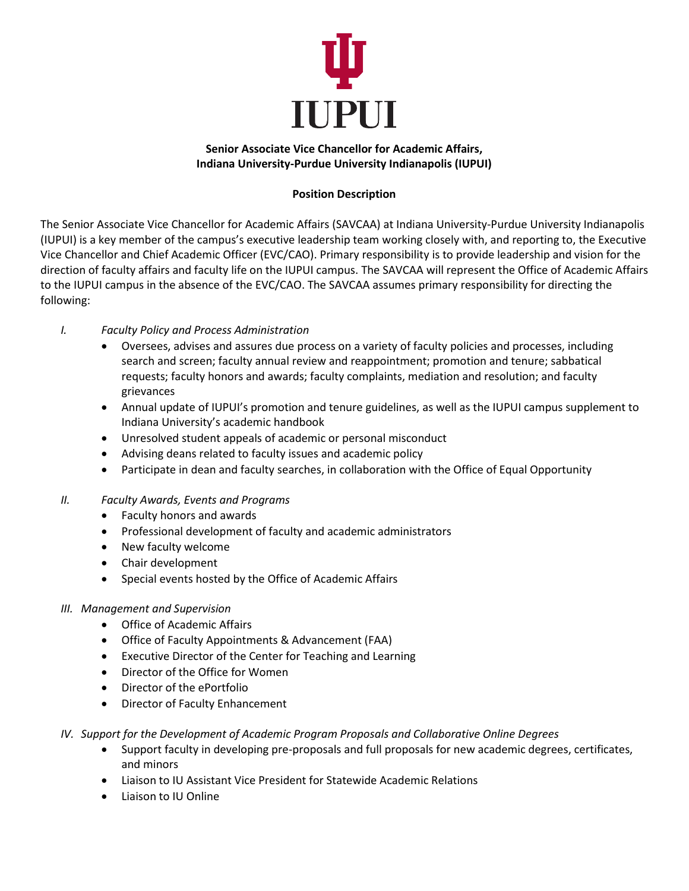IUPUI

**Senior Associate Vice Chancellor for Academic Affairs,**
**Indiana University-Purdue University Indianapolis (IUPUI)**

**Position Description**

The Senior Associate Vice Chancellor for Academic Affairs (SAVCAA) at Indiana University-Purdue University Indianapolis (IUPUI) is a key member of the campus's executive leadership team working closely with, and reporting to, the Executive Vice Chancellor and Chief Academic Officer (EVC/CAO). Primary responsibility is to provide leadership and vision for the direction of faculty affairs and faculty life on the IUPUI campus. The SAVCAA will represent the Office of Academic Affairs to the IUPUI campus in the absence of the EVC/CAO. The SAVCAA assumes primary responsibility for directing the following:

I. *Faculty Policy and Process Administration*
   - Oversees, advises and assures due process on a variety of faculty policies and processes, including search and screen; faculty annual review and reappointment; promotion and tenure; sabbatical requests; faculty honors and awards; faculty complaints, mediation and resolution; and faculty grievances
   - Annual update of IUPUI's promotion and tenure guidelines, as well as the IUPUI campus supplement to Indiana University's academic handbook
   - Unresolved student appeals of academic or personal misconduct
   - Advising deans related to faculty issues and academic policy
   - Participate in dean and faculty searches, in collaboration with the Office of Equal Opportunity

II. *Faculty Awards, Events and Programs*
   - Faculty honors and awards
   - Professional development of faculty and academic administrators
   - New faculty welcome
   - Chair development
   - Special events hosted by the Office of Academic Affairs

III. *Management and Supervision*
   - Office of Academic Affairs
   - Office of Faculty Appointments & Advancement (FAA)
   - Executive Director of the Center for Teaching and Learning
   - Director of the Office for Women
   - Director of the ePortfolio
   - Director of Faculty Enhancement

IV. *Support for the Development of Academic Program Proposals and Collaborative Online Degrees*
   - Support faculty in developing pre-proposals and full proposals for new academic degrees, certificates, and minors
   - Liaison to IU Assistant Vice President for Statewide Academic Relations
   - Liaison to IU Online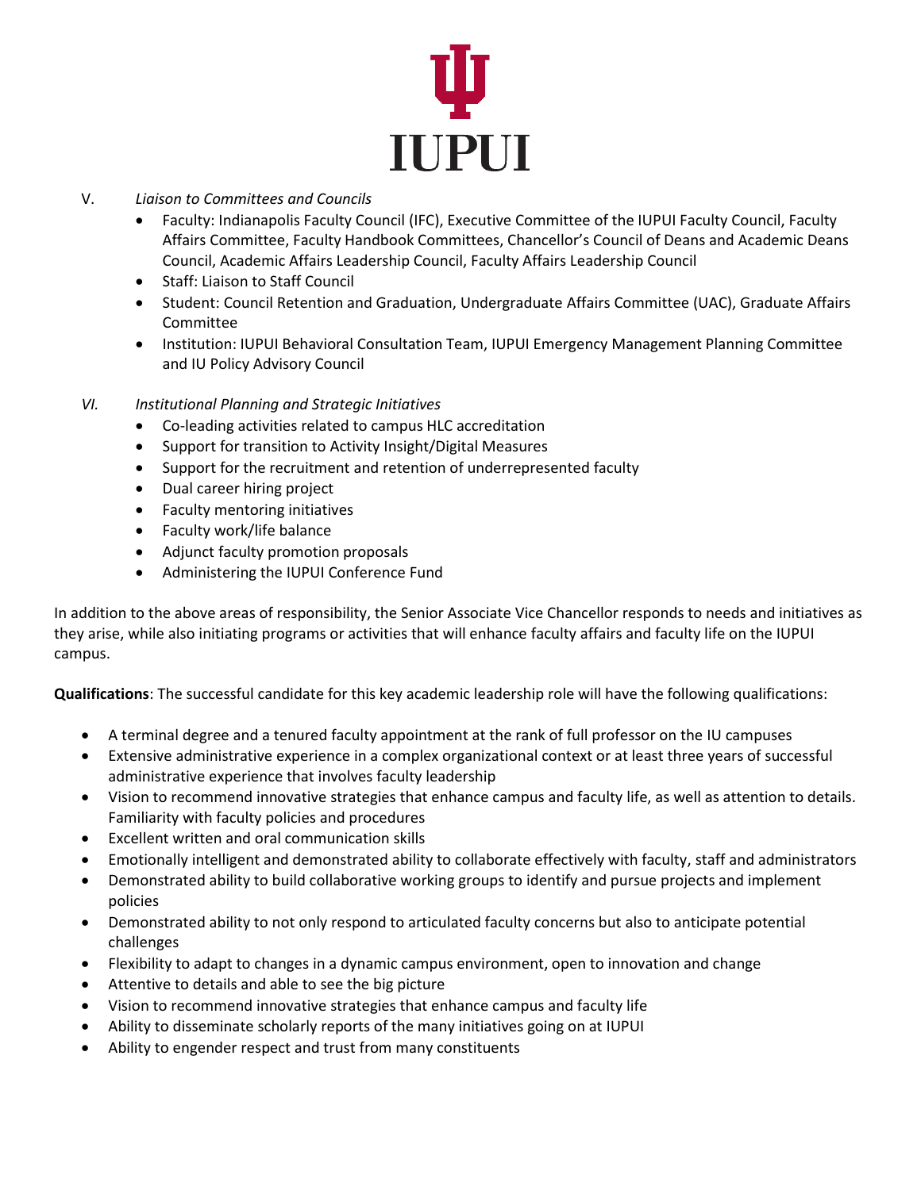V. *Liaison to Committees and Councils*

- Faculty: Indianapolis Faculty Council (IFC), Executive Committee of the IUPUI Faculty Council, Faculty Affairs Committee, Faculty Handbook Committees, Chancellor's Council of Deans and Academic Deans Council, Academic Affairs Leadership Council, Faculty Affairs Leadership Council
- Staff: Liaison to Staff Council
- Student: Council Retention and Graduation, Undergraduate Affairs Committee (UAC), Graduate Affairs Committee
- Institution: IUPUI Behavioral Consultation Team, IUPUI Emergency Management Planning Committee and IU Policy Advisory Council

*VI. Institutional Planning and Strategic Initiatives*

- Co-leading activities related to campus HLC accreditation
- Support for transition to Activity Insight/Digital Measures
- Support for the recruitment and retention of underrepresented faculty
- Dual career hiring project
- Faculty mentoring initiatives
- Faculty work/life balance
- Adjunct faculty promotion proposals
- Administering the IUPUI Conference Fund

In addition to the above areas of responsibility, the Senior Associate Vice Chancellor responds to needs and initiatives as they arise, while also initiating programs or activities that will enhance faculty affairs and faculty life on the IUPUI campus.

**Qualifications**: The successful candidate for this key academic leadership role will have the following qualifications:

- A terminal degree and a tenured faculty appointment at the rank of full professor on the IU campuses
- Extensive administrative experience in a complex organizational context or at least three years of successful administrative experience that involves faculty leadership
- Vision to recommend innovative strategies that enhance campus and faculty life, as well as attention to details. Familiarity with faculty policies and procedures
- Excellent written and oral communication skills
- Emotionally intelligent and demonstrated ability to collaborate effectively with faculty, staff and administrators
- Demonstrated ability to build collaborative working groups to identify and pursue projects and implement policies
- Demonstrated ability to not only respond to articulated faculty concerns but also to anticipate potential challenges
- Flexibility to adapt to changes in a dynamic campus environment, open to innovation and change
- Attentive to details and able to see the big picture
- Vision to recommend innovative strategies that enhance campus and faculty life
- Ability to disseminate scholarly reports of the many initiatives going on at IUPUI
- Ability to engender respect and trust from many constituents